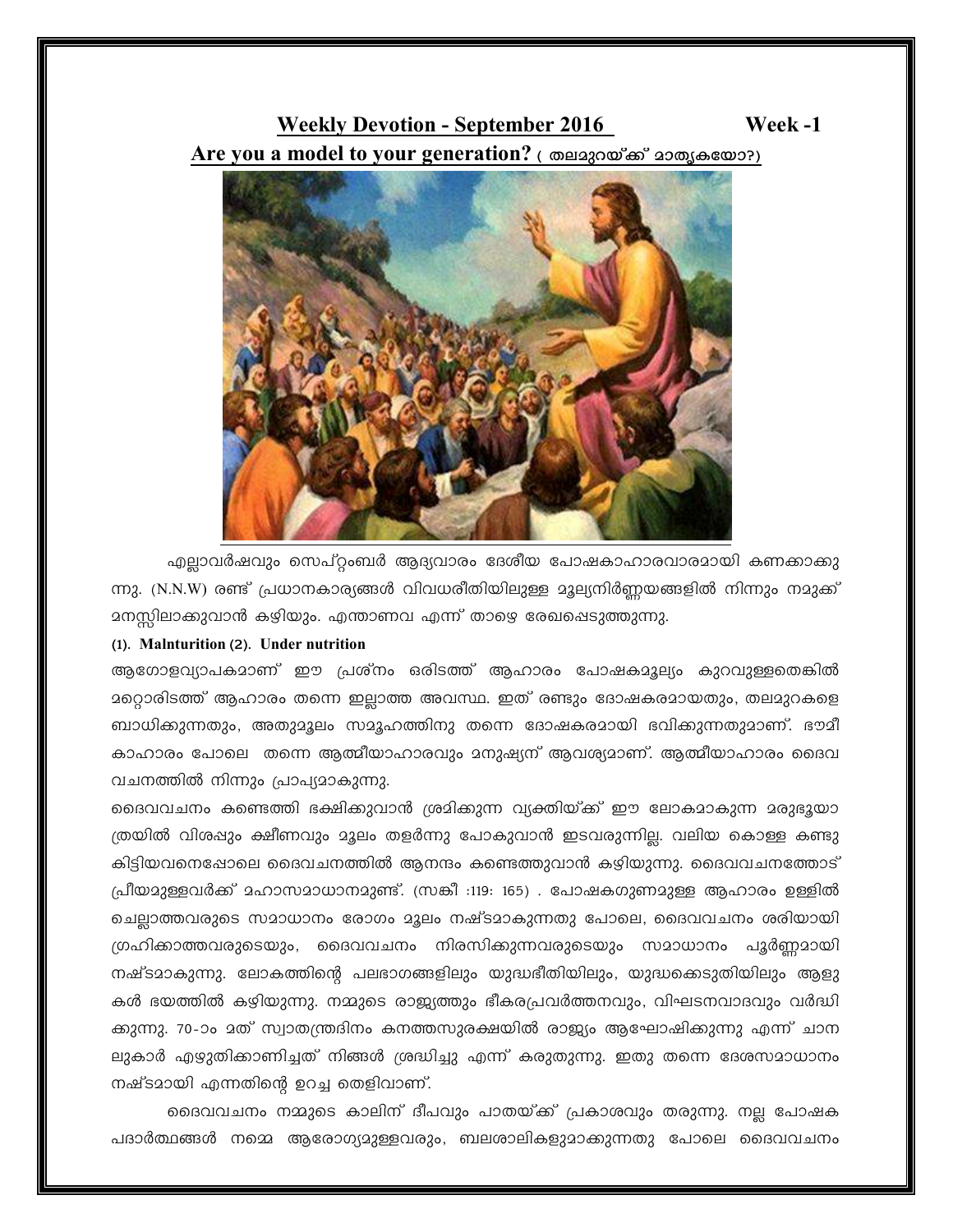## Weekly Devotion - September 2016 Week -1

## Are you a model to your generation? ( തലമുറയ്ക്ക് മാതൃകയോ?)

എല്ലാവർഷവും സെപ്റ്റംബർ ആദ്യവാരം ദേശീയ പോഷകാഹാരവാരമായി കണക്കാക്കുന്നു. (N.N.W) രണ്ട് പ്രധാനകാര്യങ്ങൾ വിവധരീതിയിലുള്ള മൂല്യനിർണ്ണയങ്ങളിൽ നിന്നും നമുക്ക് മനസ്സിലാക്കുവാൻ കഴിയും. എന്താണവ എന്ന് താഴെ രേഖപ്പെടുത്തുന്നു.

**(1). Malnturition (2). Under nutrition**

ആഗോളവ്യാപകമാണ് ഈ പ്രശ്നം ഒരിടത്ത് ആഹാരം പോഷകമൂല്യം കുറവുള്ളതെങ്കിൽ മറ്റൊരിടത്ത് ആഹാരം തന്നെ ഇല്ലാത്ത അവസ്ഥ. ഇത് രണ്ടും ദോഷകരമായതും, തലമുറകളെ ബാധിക്കുന്നതും, അതുമൂലം സമൂഹത്തിനു തന്നെ ദോഷകരമായി ഭവിക്കുന്നതുമാണ്. ഭൗമീകാഹാരം പോലെ തന്നെ ആത്മീയാഹാരവും മനുഷ്യന് ആവശ്യമാണ്. ആത്മീയാഹാരം ദൈവവചനത്തിൽ നിന്നും പ്രാപ്യമാകുന്നു.

ദൈവവചനം കണ്ടെത്തി ഭക്ഷിക്കുവാൻ ശ്രമിക്കുന്ന വ്യക്തിയ്ക്ക് ഈ ലോകമാകുന്ന മരുഭൂയാത്രയിൽ വിശപ്പും ക്ഷീണവും മൂലം തളർന്നു പോകുവാൻ ഇടവരുന്നില്ല. വലിയ കൊള്ള കണ്ടു കിട്ടിയവനെപ്പോലെ ദൈവചനത്തിൽ ആനന്ദം കണ്ടെത്തുവാൻ കഴിയുന്നു. ദൈവവചനത്തോട് പ്രീയമുള്ളവർക്ക് മഹാസമാധാനമുണ്ട്. (സങ്കീ :119: 165) . പോഷകഗുണമുള്ള ആഹാരം ഉള്ളിൽ ചെല്ലാത്തവരുടെ സമാധാനം രോഗം മൂലം നഷ്ടമാകുന്നതു പോലെ, ദൈവവചനം ശരിയായി ഗ്രഹിക്കാത്തവരുടെയും, ദൈവവചനം നിരസിക്കുന്നവരുടെയും സമാധാനം പൂർണ്ണമായി നഷ്ടമാകുന്നു. ലോകത്തിന്റെ പലഭാഗങ്ങളിലും യുദ്ധഭീതിയിലും, യുദ്ധക്കെടുതിയിലും ആളുകൾ ഭയത്തിൽ കഴിയുന്നു. നമ്മുടെ രാജ്യത്തും ഭീകരപ്രവർത്തനവും, വിഘടനവാദവും വർദ്ധിക്കുന്നു. 70-ാം മത് സ്വാതന്ത്രദിനം കനത്തസുരക്ഷയിൽ രാജ്യം ആഘോഷിക്കുന്നു എന്ന് ചാനലുകാർ എഴുതികാണിച്ചത് നിങ്ങൾ ശ്രദ്ധിച്ചു എന്ന് കരുതുന്നു. ഇതു തന്നെ ദേശസമാധാനം നഷ്ടമായി എന്നതിന്റെ ഉറച്ച തെളിവാണ്.

ദൈവവചനം നമ്മുടെ കാലിന് ദീപവും പാതയ്ക്ക് പ്രകാശവും തരുന്നു. നല്ല പോഷക പദാർത്ഥങ്ങൾ നമ്മെ ആരോഗ്യമുള്ളവരും, ബലശാലികളുമാക്കുന്നതു പോലെ ദൈവവചനം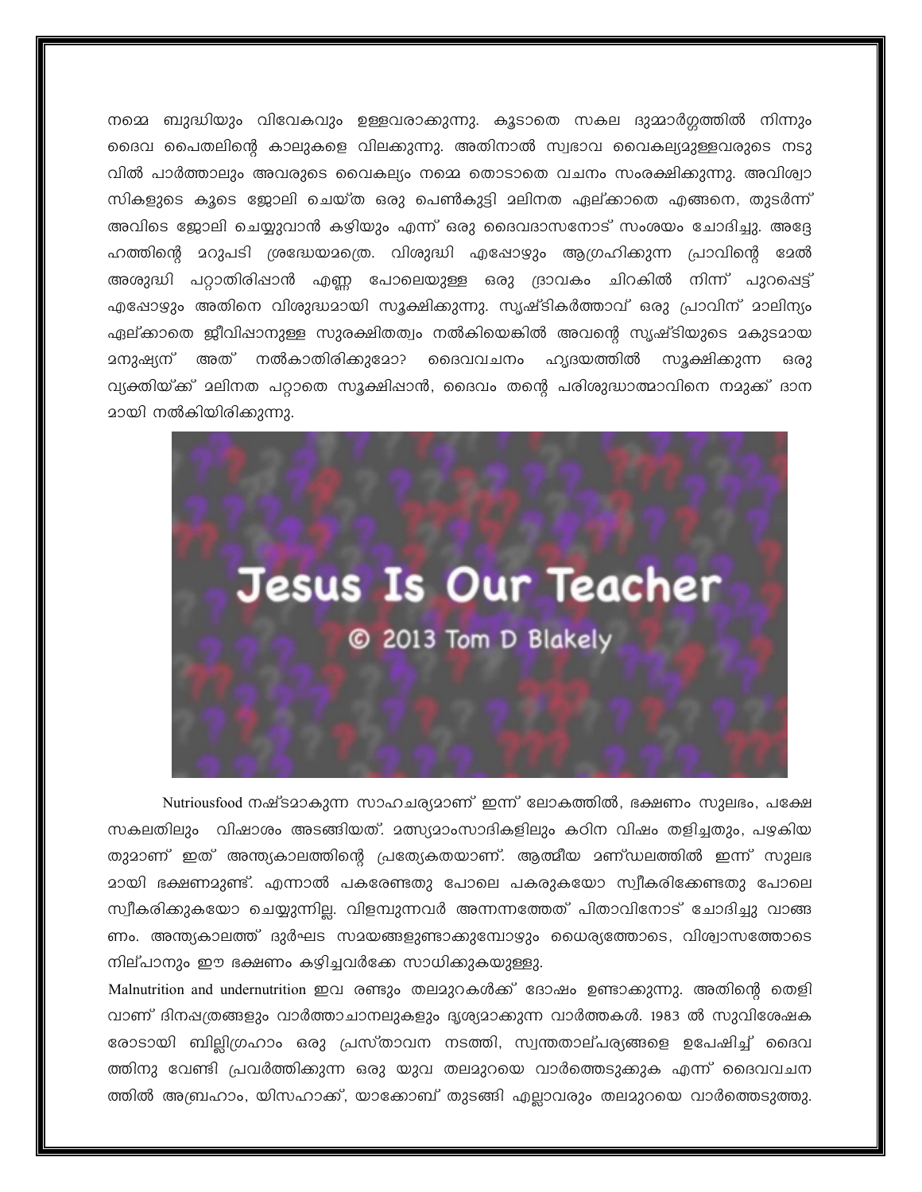നമ്മെ ബുദ്ധിയും വിവേകവും ഉള്ളവരാക്കുന്നു. കൂടാതെ സകല ദുമ്മാർഗ്ഗത്തിൽ നിന്നും ദൈവ പൈതലിന്റെ കാലുകളെ വിലക്കുന്നു. അതിനാൽ സ്വഭാവ വൈകല്യമുള്ളവരുടെ നടുവിൽ പാർത്താലും അവരുടെ വൈകല്യം നമ്മെ തൊടാതെ വചനം സംരക്ഷിക്കുന്നു. അവിശ്വാസികളുടെ കൂടെ ജോലി ചെയ്ത ഒരു പെൺകുട്ടി മലിനത ഏല്ക്കാതെ എങ്ങനെ, തുടർന്ന് അവിടെ ജോലി ചെയ്യുവാൻ കഴിയും എന്ന് ഒരു ദൈവദാസനോട് സംശയം ചോദിച്ചു. അദ്ദേഹത്തിന്റെ മറുപടി ശ്രദ്ധേയമത്രെ. വിശുദ്ധി എപ്പോഴും ആഗ്രഹിക്കുന്ന പ്രാവിന്റെ മേൽ അശുദ്ധി പറ്റാതിരിപ്പാൻ എണ്ണ പോലെയുള്ള ഒരു ദ്രാവകം ചിറകിൽ നിന്ന് പുറപ്പെട്ട് എപ്പോഴും അതിനെ വിശുദ്ധമായി സൂക്ഷിക്കുന്നു. സൃഷ്ടികർത്താവ് ഒരു പ്രാവിന് മാലിന്യം ഏല്ക്കാതെ ജീവിപ്പാനുള്ള സുരക്ഷിതത്വം നൽകിയെങ്കിൽ അവന്റെ സൃഷ്ടിയുടെ മകുടമായ മനുഷ്യന് അത് നൽകാതിരിക്കുമോ? ദൈവവചനം ഹൃദയത്തിൽ സൂക്ഷിക്കുന്ന ഒരു വ്യക്തിയ്ക്ക് മലിനത പറ്റാതെ സൂക്ഷിപ്പാൻ, ദൈവം തന്റെ പരിശുദ്ധാത്മാവിനെ നമുക്ക് ദാനമായി നൽകിയിരിക്കുന്നു.

Jesus Is Our Teacher

© 2013 Tom D Blakely

Nutriousfood നഷ്ടമാകുന്ന സാഹചര്യമാണ് ഇന്ന് ലോകത്തിൽ, ഭക്ഷണം സുലഭം, പക്ഷേ സകലതിലും വിഷാംശം അടങ്ങിയത്. മത്സ്യമാംസാദികളിലും കഠിന വിഷം തളിച്ചതും, പഴകിയതുമാണ് ഇത് അന്ത്യകാലത്തിന്റെ പ്രത്യേകതയാണ്. ആത്മീയ മണ്ഡലത്തിൽ ഇന്ന് സുലഭമായി ഭക്ഷണമുണ്ട്. എന്നാൽ പകരേണ്ടതു പോലെ പകരുകയോ സ്വീകരിക്കേണ്ടതു പോലെ സ്വീകരിക്കുകയോ ചെയ്യുന്നില്ല. വിളമ്പുന്നവർ അന്നന്നത്തേത് പിതാവിനോട് ചോദിച്ചു വാങ്ങണം. അന്ത്യകാലത്ത് ദുർഘട സമയങ്ങളുണ്ടാക്കുമ്പോഴും ധൈര്യത്തോടെ, വിശ്വാസത്തോടെ നില്പാനും ഈ ഭക്ഷണം കഴിച്ചവർക്കേ സാധിക്കുകയുള്ളു.

Malnutrition and undernutrition ഇവ രണ്ടും തലമുറകൾക്ക് ദോഷം ഉണ്ടാക്കുന്നു. അതിന്റെ തെളിവാണ് ദിനപത്രങ്ങളും വാർത്താചാനലുകളും ദൃശ്യമാക്കുന്ന വാർത്തകൾ. 1983 ൽ സുവിശേഷകരോടായി ബില്ലിഗ്രഹാം ഒരു പ്രസ്താവന നടത്തി, സ്വന്തതാല്പര്യങ്ങളെ ഉപേഷിച്ച് ദൈവത്തിനു വേണ്ടി പ്രവർത്തിക്കുന്ന ഒരു യുവ തലമുറയെ വാർത്തെടുക്കുക എന്ന് ദൈവവചനത്തിൽ അബ്രഹാം, യിസഹാക്ക്, യാക്കോബ് തുടങ്ങി എല്ലാവരും തലമുറയെ വാർത്തെടുത്തു.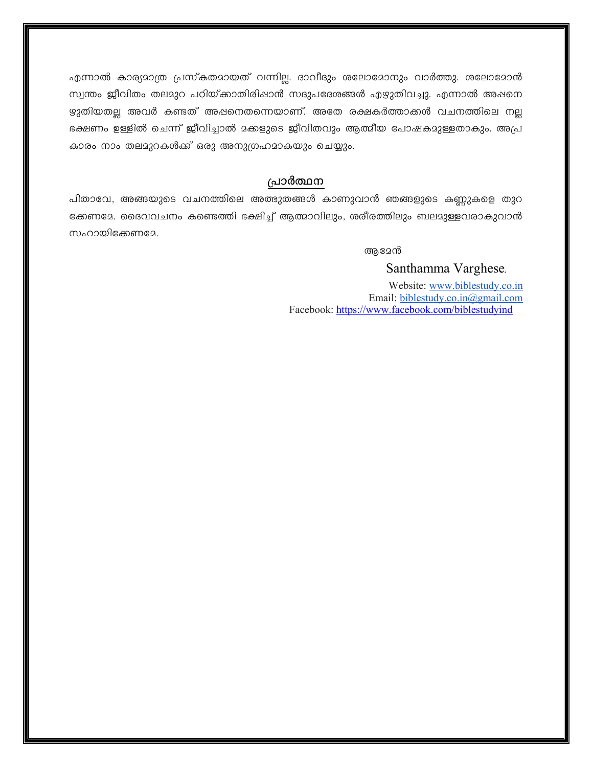എന്നാൽ കാര്യമാത്ര പ്രസ്കതമായത് വന്നില്ല. ദാവീദും ശലോമോനും വാർത്തു. ശലോമോൻ സ്വന്തം ജീവിതം തലമുറ പഠിയ്ക്കാതിരിഷാൻ സദുപദേശങ്ങൾ എഴുതിവച്ചു. എന്നാൽ അഷനെ ഴുതിയതല്ല അവർ കണ്ടത് അഷനെതന്നെയാണ്. അതേ രക്ഷകർത്താക്കൾ വചനത്തിലെ നല്ല ഭക്ഷണം ഉള്ളിൽ ചെന്ന് ജീവിച്ചാൽ മക്കളുടെ ജീവിതവും ആത്മീയ പോഷകമുള്ളതാകും. അപ്ര കാരം നാം തലമുറകൾക്ക് ഒരു അനുഗ്രഹമാകയും ചെയ്യും.

## <u>പ്രാർത്ഥന</u>

പിതാവേ, അങ്ങയുടെ വചനത്തിലെ അത്ഭുതങ്ങൾ കാണുവാൻ ഞങ്ങളുടെ കണ്ണുകളെ തുറ ക്കേണമേ. ദൈവവചനം കണ്ടെത്തി ഭക്ഷിച്ച് ആത്മാവിലും, ശരീരത്തിലും ബലമുള്ളവരാകുവാൻ സഹായിക്കേണമേ.

ആമേൻ

Santhamma Varghese.

Website: www.biblestudy.co.in
Email: biblestudy.co.in@gmail.com
Facebook: https://www.facebook.com/biblestudyind